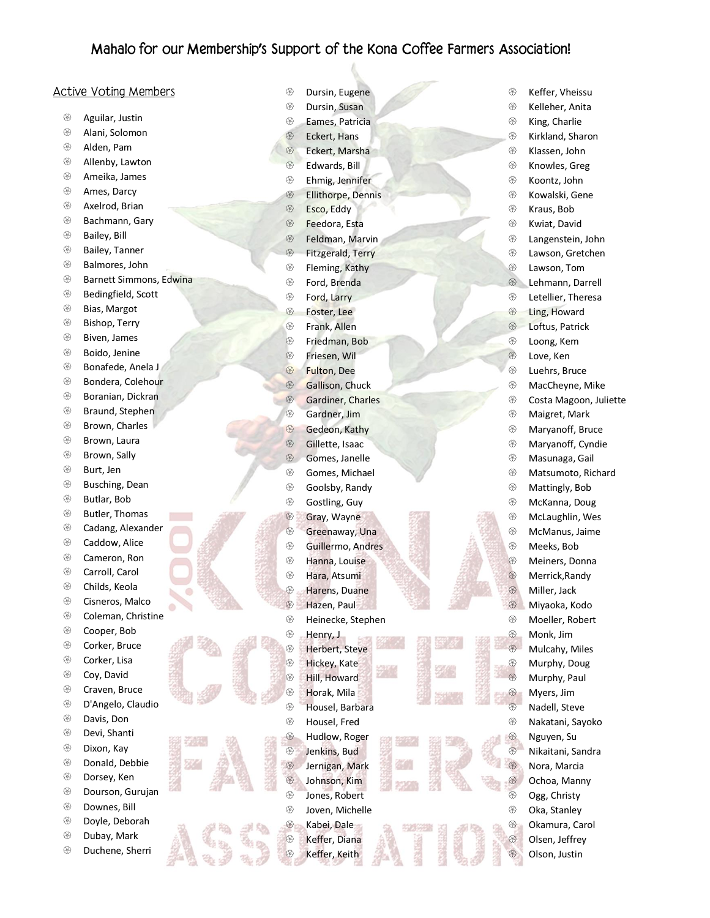# Mahalo for our Membership's Support of the Kona Coffee Farmers Association!

## Active Voting Members

- Aguilar, Justin
- Alani, Solomon
- Alden, Pam
- Allenby, Lawton
- Ameika, James
- Ames, Darcy
- Axelrod, Brian
- Bachmann, Gary
- Bailey, Bill
- Bailey, Tanner
- Balmores, John
- Barnett Simmons, Edwina
- Bedingfield, Scott
- Bias, Margot
- Bishop, Terry
- Biven, James
- Boido, Jenine
- Bonafede, Anela J
- Bondera, Colehour
- Boranian, Dickran
- Braund, Stephen
- Brown, Charles
- Brown, Laura
- Brown, Sally
- Burt, Jen
- Busching, Dean
- Butlar, Bob
- Butler, Thomas
- Cadang, Alexander
- Caddow, Alice
- Cameron, Ron
- Carroll, Carol
- Childs, Keola
- Cisneros, Malco
- Coleman, Christine
- Cooper, Bob
- Corker, Bruce
- Corker, Lisa
- Coy, David
- Craven, Bruce
- D'Angelo, Claudio
- Davis, Don
- Devi, Shanti
- Dixon, Kay
- Donald, Debbie
- Dorsey, Ken
- Dourson, Gurujan
- Downes, Bill
- Doyle, Deborah
- Dubay, Mark
- Duchene, Sherri
- Dursin, Eugene
- Dursin, Susan
- Eames, Patricia
- Eckert, Hans
- Eckert, Marsha
- Edwards, Bill
- Ehmig, Jennifer
- Ellithorpe, Dennis
- Esco, Eddy
- Feedora, Esta
- Feldman, Marvin
- Fitzgerald, Terry
- Fleming, Kathy
- Ford, Brenda
- Ford, Larry
- Foster, Lee
- Frank, Allen
- Friedman, Bob
- Friesen, Wil
- Fulton, Dee
- Gallison, Chuck
- Gardiner, Charles
- Gardner, Jim
- Gedeon, Kathy
- Gillette, Isaac
- Gomes, Janelle
- Gomes, Michael
- Goolsby, Randy
- Gostling, Guy
- Gray, Wayne
- Greenaway, Una
- Guillermo, Andres
- Hanna, Louise
- Hara, Atsumi
- Harens, Duane
- Hazen, Paul
- Heinecke, Stephen
- Henry, J
- Herbert, Steve
- Hickey, Kate
- Hill, Howard
- Horak, Mila
- Housel, Barbara
- Housel, Fred
- Hudlow, Roger
- Jenkins, Bud
- Jernigan, Mark
- Johnson, Kim
- Jones, Robert
- Joven, Michelle
- Kabei, Dale
- Keffer, Diana
- Keffer, Keith
- Keffer, Vheissu
- Kelleher, Anita
- King, Charlie
- Kirkland, Sharon
- Klassen, John
- Knowles, Greg
- Koontz, John
- Kowalski, Gene
- Kraus, Bob
- Kwiat, David
- Langenstein, John
- Lawson, Gretchen
- Lawson, Tom
- Lehmann, Darrell
- Letellier, Theresa
- Ling, Howard
- Loftus, Patrick
- Loong, Kem
- Love, Ken
- Luehrs, Bruce
- MacCheyne, Mike
- Costa Magoon, Juliette
- Maigret, Mark
- Maryanoff, Bruce
- Maryanoff, Cyndie
- Masunaga, Gail
- Matsumoto, Richard
- Mattingly, Bob
- McKanna, Doug
- McLaughlin, Wes
- McManus, Jaime
- Meeks, Bob
- Meiners, Donna
- Merrick,Randy
- Miller, Jack
- Miyaoka, Kodo
- Moeller, Robert
- Monk, Jim
- Mulcahy, Miles
- Murphy, Doug
- Murphy, Paul
- Myers, Jim
- Nadell, Steve
- Nakatani, Sayoko
- Nguyen, Su
- Nikaitani, Sandra
- Nora, Marcia
- Ochoa, Manny
- Ogg, Christy
- Oka, Stanley
- Okamura, Carol
- Olsen, Jeffrey
- Olson, Justin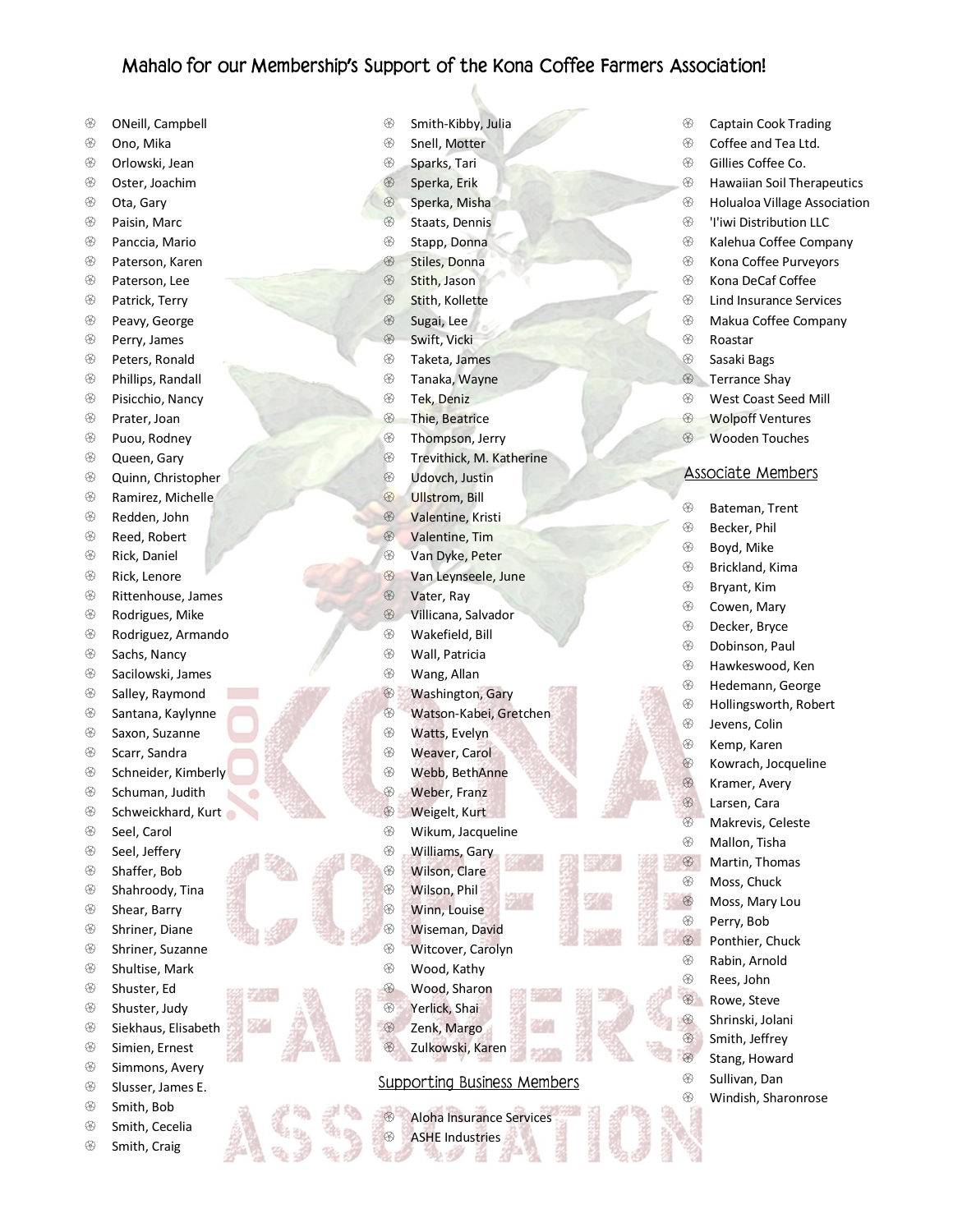# Mahalo for our Membership's Support of the Kona Coffee Farmers Association!

- ONeill, Campbell
- Ono, Mika
- Orlowski, Jean
- Oster, Joachim
- Ota, Gary
- Paisin, Marc
- Panccia, Mario
- Paterson, Karen
- Paterson, Lee
- Patrick, Terry
- Peavy, George
- Perry, James
- Peters, Ronald
- Phillips, Randall
- Pisicchio, Nancy
- Prater, Joan
- Puou, Rodney
- Queen, Gary
- Quinn, Christopher
- Ramirez, Michelle
- Redden, John
- Reed, Robert
- Rick, Daniel
- Rick, Lenore
- Rittenhouse, James
- Rodrigues, Mike
- Rodriguez, Armando
- Sachs, Nancy
- Sacilowski, James
- Salley, Raymond
- Santana, Kaylynne
- Saxon, Suzanne
- Scarr, Sandra
- Schneider, Kimberly
- Schuman, Judith
- Schweickhard, Kurt
- Seel, Carol
- Seel, Jeffery
- Shaffer, Bob
- Shahroody, Tina
- Shear, Barry
- Shriner, Diane
- Shriner, Suzanne
- Shultise, Mark
- Shuster, Ed
- Shuster, Judy
- Siekhaus, Elisabeth
- Simien, Ernest
- Simmons, Avery
- Slusser, James E.
- Smith, Bob
- Smith, Cecelia
- Smith, Craig
- Smith-Kibby, Julia
- Snell, Motter
- Sparks, Tari
- Sperka, Erik
- Sperka, Misha
- Staats, Dennis
- Stapp, Donna
- Stiles, Donna
- Stith, Jason
- Stith, Kollette
- Sugai, Lee
- Swift, Vicki
- Taketa, James
- Tanaka, Wayne
- Tek, Deniz
- Thie, Beatrice
- Thompson, Jerry
- Trevithick, M. Katherine
- Udovch, Justin
- Ullstrom, Bill
- Valentine, Kristi
- Valentine, Tim
- Van Dyke, Peter
- Van Leynseele, June
- Vater, Ray
- Villicana, Salvador
- Wakefield, Bill
- Wall, Patricia
- Wang, Allan
- Washington, Gary
- Watson-Kabei, Gretchen
- Watts, Evelyn
- Weaver, Carol
- Webb, BethAnne
- Weber, Franz
- Weigelt, Kurt
- Wikum, Jacqueline
- Williams, Gary
- Wilson, Clare
- Wilson, Phil
- Winn, Louise
- Wiseman, David
- Witcover, Carolyn
- Wood, Kathy
- Wood, Sharon
- Yerlick, Shai
- Zenk, Margo
- Zulkowski, Karen

## Supporting Business Members

- Aloha Insurance Services
- ASHE Industries
- Captain Cook Trading
- Coffee and Tea Ltd.
- Gillies Coffee Co.
- Hawaiian Soil Therapeutics
- Holualoa Village Association
- 'I'iwi Distribution LLC
- Kalehua Coffee Company
- Kona Coffee Purveyors
- Kona DeCaf Coffee
- Lind Insurance Services
- Makua Coffee Company
- Roastar
- Sasaki Bags
- Terrance Shay
- West Coast Seed Mill
- Wolpoff Ventures
- Wooden Touches

## Associate Members

- Bateman, Trent
- Becker, Phil
- Boyd, Mike
- Brickland, Kima
- Bryant, Kim
- Cowen, Mary
- Decker, Bryce
- Dobinson, Paul
- Hawkeswood, Ken
- Hedemann, George
- Hollingsworth, Robert
- Jevens, Colin
- Kemp, Karen
- Kowrach, Jocqueline
- Kramer, Avery
- Larsen, Cara
- Makrevis, Celeste
- Mallon, Tisha
- Martin, Thomas
- Moss, Chuck
- Moss, Mary Lou
- Perry, Bob
- Ponthier, Chuck
- Rabin, Arnold
- Rees, John
- Rowe, Steve
- Shrinski, Jolani
- Smith, Jeffrey
- Stang, Howard
- Sullivan, Dan
- Windish, Sharonrose